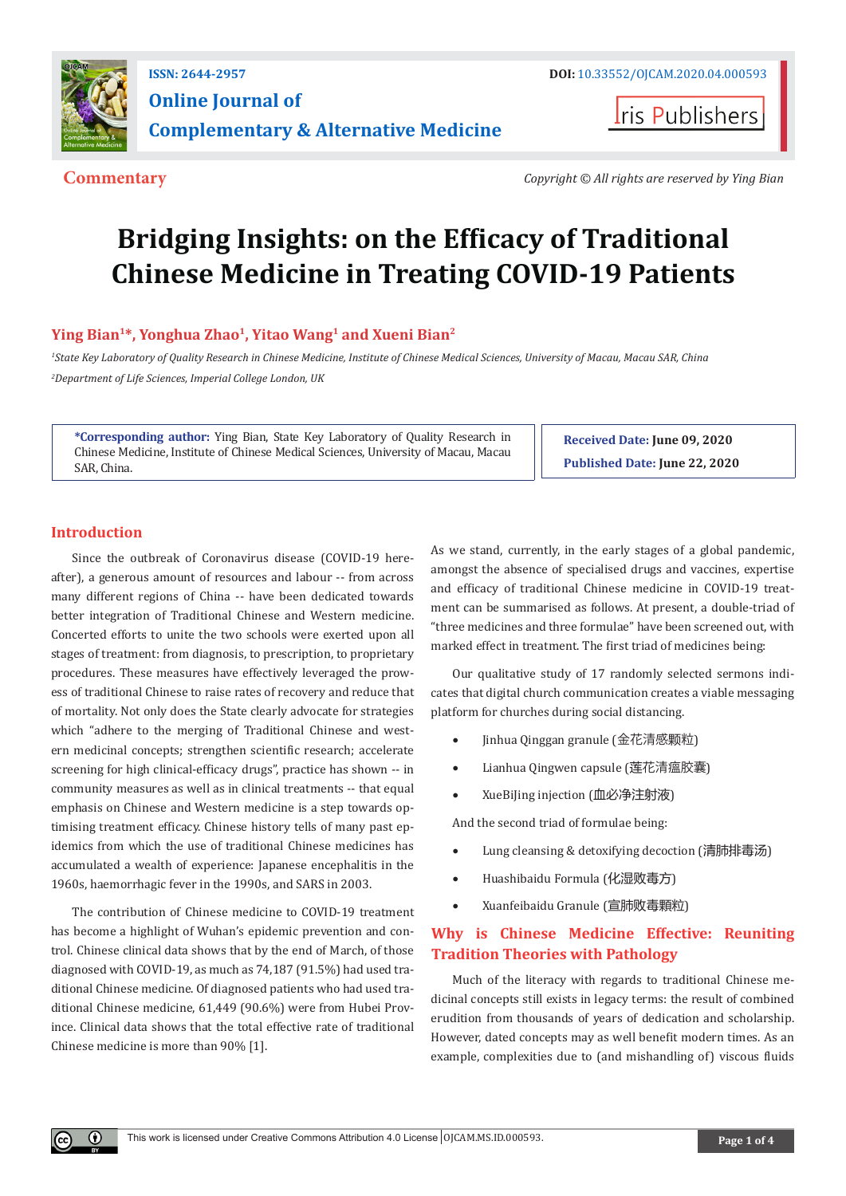ISSN: 2644-2957

DOI: 10.33552/OJCAM.2020.04.000593

# Online Journal of Complementary & Alternative Medicine

Iris Publishers

**Commentary**

*Copyright © All rights are reserved by Ying Bian*

# Bridging Insights: on the Efficacy of Traditional Chinese Medicine in Treating COVID-19 Patients

**Ying Bian[1]*, Yonghua Zhao[1], Yitao Wang[1] and Xueni Bian[2]**

*[1]State Key Laboratory of Quality Research in Chinese Medicine, Institute of Chinese Medical Sciences, University of Macau, Macau SAR, China*

*[2]Department of Life Sciences, Imperial College London, UK*

**\*Corresponding author:** Ying Bian, State Key Laboratory of Quality Research in Chinese Medicine, Institute of Chinese Medical Sciences, University of Macau, Macau SAR, China.

**Received Date:** June 09, 2020

**Published Date:** June 22, 2020

## Introduction

Since the outbreak of Coronavirus disease (COVID-19 hereafter), a generous amount of resources and labour -- from across many different regions of China -- have been dedicated towards better integration of Traditional Chinese and Western medicine. Concerted efforts to unite the two schools were exerted upon all stages of treatment: from diagnosis, to prescription, to proprietary procedures. These measures have effectively leveraged the prowess of traditional Chinese to raise rates of recovery and reduce that of mortality. Not only does the State clearly advocate for strategies which "adhere to the merging of Traditional Chinese and western medicinal concepts; strengthen scientific research; accelerate screening for high clinical-efficacy drugs", practice has shown -- in community measures as well as in clinical treatments -- that equal emphasis on Chinese and Western medicine is a step towards optimising treatment efficacy. Chinese history tells of many past epidemics from which the use of traditional Chinese medicines has accumulated a wealth of experience: Japanese encephalitis in the 1960s, haemorrhagic fever in the 1990s, and SARS in 2003.

The contribution of Chinese medicine to COVID-19 treatment has become a highlight of Wuhan's epidemic prevention and control. Chinese clinical data shows that by the end of March, of those diagnosed with COVID-19, as much as 74,187 (91.5%) had used traditional Chinese medicine. Of diagnosed patients who had used traditional Chinese medicine, 61,449 (90.6%) were from Hubei Province. Clinical data shows that the total effective rate of traditional Chinese medicine is more than 90% [1].

As we stand, currently, in the early stages of a global pandemic, amongst the absence of specialised drugs and vaccines, expertise and efficacy of traditional Chinese medicine in COVID-19 treatment can be summarised as follows. At present, a double-triad of "three medicines and three formulae" have been screened out, with marked effect in treatment. The first triad of medicines being:

Our qualitative study of 17 randomly selected sermons indicates that digital church communication creates a viable messaging platform for churches during social distancing.

- Jinhua Qinggan granule (金花清感颗粒)
- Lianhua Qingwen capsule (莲花清瘟胶囊)
- XueBiJing injection (血必净注射液)

And the second triad of formulae being:

- Lung cleansing & detoxifying decoction (清肺排毒汤)
- Huashibaidu Formula (化湿败毒方)
- Xuanfeibaidu Granule (宣肺败毒颗粒)

## Why is Chinese Medicine Effective: Reuniting Tradition Theories with Pathology

Much of the literacy with regards to traditional Chinese medicinal concepts still exists in legacy terms: the result of combined erudition from thousands of years of dedication and scholarship. However, dated concepts may as well benefit modern times. As an example, complexities due to (and mishandling of) viscous fluids

This work is licensed under Creative Commons Attribution 4.0 License OJCAM.MS.ID.000593.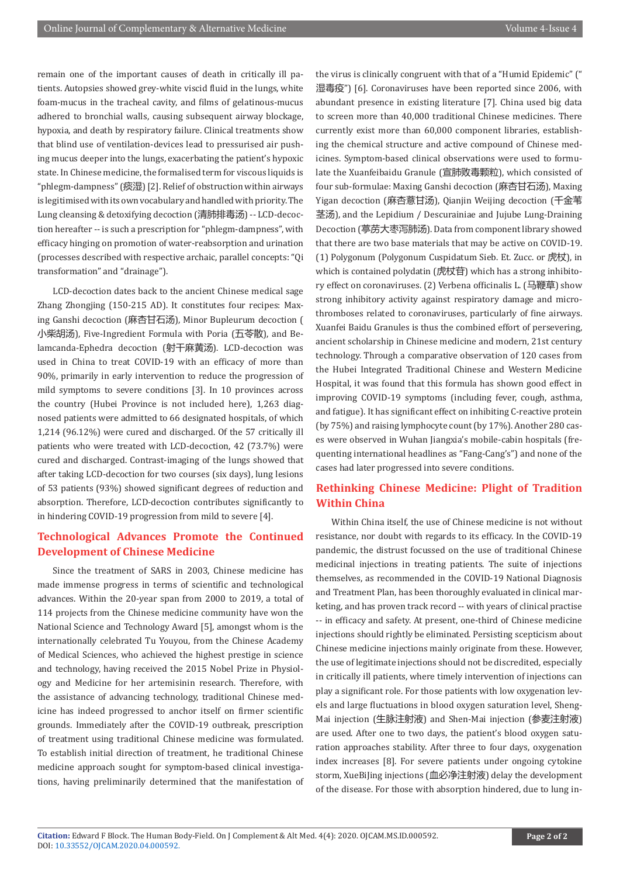remain one of the important causes of death in critically ill patients. Autopsies showed grey-white viscid fluid in the lungs, white foam-mucus in the tracheal cavity, and films of gelatinous-mucus adhered to bronchial walls, causing subsequent airway blockage, hypoxia, and death by respiratory failure. Clinical treatments show that blind use of ventilation-devices lead to pressurised air pushing mucus deeper into the lungs, exacerbating the patient's hypoxic state. In Chinese medicine, the formalised term for viscous liquids is "phlegm-dampness" (痰湿) [2]. Relief of obstruction within airways is legitimised with its own vocabulary and handled with priority. The Lung cleansing & detoxifying decoction (清肺排毒汤) -- LCD-decoction hereafter -- is such a prescription for "phlegm-dampness", with efficacy hinging on promotion of water-reabsorption and urination (processes described with respective archaic, parallel concepts: "Qi transformation" and "drainage").

LCD-decoction dates back to the ancient Chinese medical sage Zhang Zhongjing (150-215 AD). It constitutes four recipes: Maxing Ganshi decoction (麻杏甘石汤), Minor Bupleurum decoction (小柴胡汤), Five-Ingredient Formula with Poria (五苓散), and Belamcanda-Ephedra decoction (射干麻黄汤). LCD-decoction was used in China to treat COVID-19 with an efficacy of more than 90%, primarily in early intervention to reduce the progression of mild symptoms to severe conditions [3]. In 10 provinces across the country (Hubei Province is not included here), 1,263 diagnosed patients were admitted to 66 designated hospitals, of which 1,214 (96.12%) were cured and discharged. Of the 57 critically ill patients who were treated with LCD-decoction, 42 (73.7%) were cured and discharged. Contrast-imaging of the lungs showed that after taking LCD-decoction for two courses (six days), lung lesions of 53 patients (93%) showed significant degrees of reduction and absorption. Therefore, LCD-decoction contributes significantly to in hindering COVID-19 progression from mild to severe [4].

## Technological Advances Promote the Continued Development of Chinese Medicine

Since the treatment of SARS in 2003, Chinese medicine has made immense progress in terms of scientific and technological advances. Within the 20-year span from 2000 to 2019, a total of 114 projects from the Chinese medicine community have won the National Science and Technology Award [5], amongst whom is the internationally celebrated Tu Youyou, from the Chinese Academy of Medical Sciences, who achieved the highest prestige in science and technology, having received the 2015 Nobel Prize in Physiology and Medicine for her artemisinin research. Therefore, with the assistance of advancing technology, traditional Chinese medicine has indeed progressed to anchor itself on firmer scientific grounds. Immediately after the COVID-19 outbreak, prescription of treatment using traditional Chinese medicine was formulated. To establish initial direction of treatment, he traditional Chinese medicine approach sought for symptom-based clinical investigations, having preliminarily determined that the manifestation of the virus is clinically congruent with that of a "Humid Epidemic" ("湿毒疫") [6]. Coronaviruses have been reported since 2006, with abundant presence in existing literature [7]. China used big data to screen more than 40,000 traditional Chinese medicines. There currently exist more than 60,000 component libraries, establishing the chemical structure and active compound of Chinese medicines. Symptom-based clinical observations were used to formulate the Xuanfeibaidu Granule (宣肺败毒颗粒), which consisted of four sub-formulae: Maxing Ganshi decoction (麻杏甘石汤), Maxing Yigan decoction (麻杏薏甘汤), Qianjin Weijing decoction (千金苇茎汤), and the Lepidium / Descurainiae and Jujube Lung-Draining Decoction (葶苈大枣泻肺汤). Data from component library showed that there are two base materials that may be active on COVID-19. (1) Polygonum (Polygonum Cuspidatum Sieb. Et. Zucc. or 虎杖), in which is contained polydatin (虎杖苷) which has a strong inhibitory effect on coronaviruses. (2) Verbena officinalis L. (马鞭草) show strong inhibitory activity against respiratory damage and microthromboses related to coronaviruses, particularly of fine airways. Xuanfei Baidu Granules is thus the combined effort of persevering, ancient scholarship in Chinese medicine and modern, 21st century technology. Through a comparative observation of 120 cases from the Hubei Integrated Traditional Chinese and Western Medicine Hospital, it was found that this formula has shown good effect in improving COVID-19 symptoms (including fever, cough, asthma, and fatigue). It has significant effect on inhibiting C-reactive protein (by 75%) and raising lymphocyte count (by 17%). Another 280 cases were observed in Wuhan Jiangxia's mobile-cabin hospitals (frequenting international headlines as "Fang-Cang's") and none of the cases had later progressed into severe conditions.

## Rethinking Chinese Medicine: Plight of Tradition Within China

Within China itself, the use of Chinese medicine is not without resistance, nor doubt with regards to its efficacy. In the COVID-19 pandemic, the distrust focussed on the use of traditional Chinese medicinal injections in treating patients. The suite of injections themselves, as recommended in the COVID-19 National Diagnosis and Treatment Plan, has been thoroughly evaluated in clinical marketing, and has proven track record -- with years of clinical practise -- in efficacy and safety. At present, one-third of Chinese medicine injections should rightly be eliminated. Persisting scepticism about Chinese medicine injections mainly originate from these. However, the use of legitimate injections should not be discredited, especially in critically ill patients, where timely intervention of injections can play a significant role. For those patients with low oxygenation levels and large fluctuations in blood oxygen saturation level, Sheng-Mai injection (生脉注射液) and Shen-Mai injection (参麦注射液) are used. After one to two days, the patient's blood oxygen saturation approaches stability. After three to four days, oxygenation index increases [8]. For severe patients under ongoing cytokine storm, XueBiJing injections (血必净注射液) delay the development of the disease. For those with absorption hindered, due to lung in-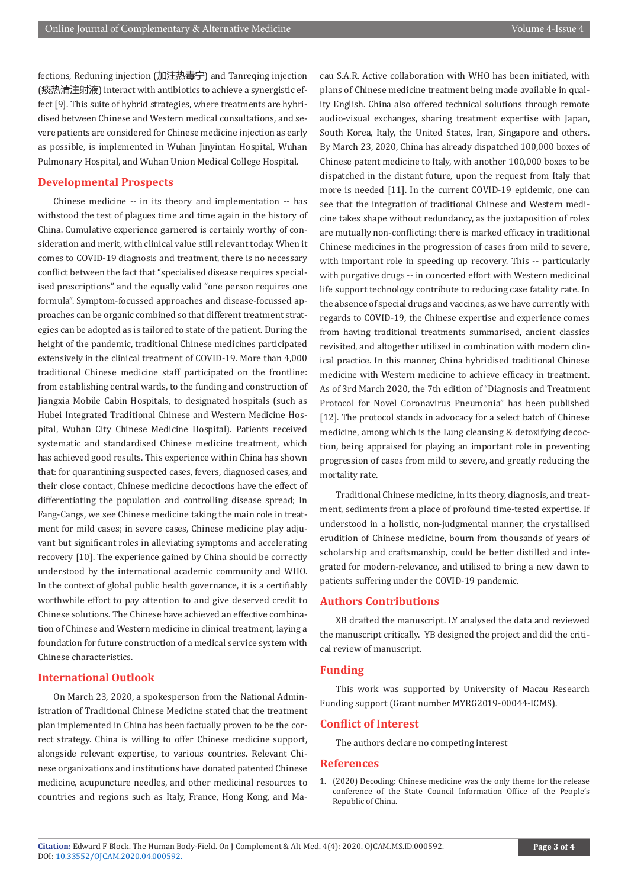fections, Reduning injection (加注热毒宁) and Tanreqing injection (痰热清注射液) interact with antibiotics to achieve a synergistic effect [9]. This suite of hybrid strategies, where treatments are hybridised between Chinese and Western medical consultations, and severe patients are considered for Chinese medicine injection as early as possible, is implemented in Wuhan Jinyintan Hospital, Wuhan Pulmonary Hospital, and Wuhan Union Medical College Hospital.

## Developmental Prospects

Chinese medicine -- in its theory and implementation -- has withstood the test of plagues time and time again in the history of China. Cumulative experience garnered is certainly worthy of consideration and merit, with clinical value still relevant today. When it comes to COVID-19 diagnosis and treatment, there is no necessary conflict between the fact that "specialised disease requires specialised prescriptions" and the equally valid "one person requires one formula". Symptom-focussed approaches and disease-focussed approaches can be organic combined so that different treatment strategies can be adopted as is tailored to state of the patient. During the height of the pandemic, traditional Chinese medicines participated extensively in the clinical treatment of COVID-19. More than 4,000 traditional Chinese medicine staff participated on the frontline: from establishing central wards, to the funding and construction of Jiangxia Mobile Cabin Hospitals, to designated hospitals (such as Hubei Integrated Traditional Chinese and Western Medicine Hospital, Wuhan City Chinese Medicine Hospital). Patients received systematic and standardised Chinese medicine treatment, which has achieved good results. This experience within China has shown that: for quarantining suspected cases, fevers, diagnosed cases, and their close contact, Chinese medicine decoctions have the effect of differentiating the population and controlling disease spread; In Fang-Cangs, we see Chinese medicine taking the main role in treatment for mild cases; in severe cases, Chinese medicine play adjuvant but significant roles in alleviating symptoms and accelerating recovery [10]. The experience gained by China should be correctly understood by the international academic community and WHO. In the context of global public health governance, it is a certifiably worthwhile effort to pay attention to and give deserved credit to Chinese solutions. The Chinese have achieved an effective combination of Chinese and Western medicine in clinical treatment, laying a foundation for future construction of a medical service system with Chinese characteristics.

## International Outlook

On March 23, 2020, a spokesperson from the National Administration of Traditional Chinese Medicine stated that the treatment plan implemented in China has been factually proven to be the correct strategy. China is willing to offer Chinese medicine support, alongside relevant expertise, to various countries. Relevant Chinese organizations and institutions have donated patented Chinese medicine, acupuncture needles, and other medicinal resources to countries and regions such as Italy, France, Hong Kong, and Macau S.A.R. Active collaboration with WHO has been initiated, with plans of Chinese medicine treatment being made available in quality English. China also offered technical solutions through remote audio-visual exchanges, sharing treatment expertise with Japan, South Korea, Italy, the United States, Iran, Singapore and others. By March 23, 2020, China has already dispatched 100,000 boxes of Chinese patent medicine to Italy, with another 100,000 boxes to be dispatched in the distant future, upon the request from Italy that more is needed [11]. In the current COVID-19 epidemic, one can see that the integration of traditional Chinese and Western medicine takes shape without redundancy, as the juxtaposition of roles are mutually non-conflicting: there is marked efficacy in traditional Chinese medicines in the progression of cases from mild to severe, with important role in speeding up recovery. This -- particularly with purgative drugs -- in concerted effort with Western medicinal life support technology contribute to reducing case fatality rate. In the absence of special drugs and vaccines, as we have currently with regards to COVID-19, the Chinese expertise and experience comes from having traditional treatments summarised, ancient classics revisited, and altogether utilised in combination with modern clinical practice. In this manner, China hybridised traditional Chinese medicine with Western medicine to achieve efficacy in treatment. As of 3rd March 2020, the 7th edition of "Diagnosis and Treatment Protocol for Novel Coronavirus Pneumonia" has been published [12]. The protocol stands in advocacy for a select batch of Chinese medicine, among which is the Lung cleansing & detoxifying decoction, being appraised for playing an important role in preventing progression of cases from mild to severe, and greatly reducing the mortality rate.

Traditional Chinese medicine, in its theory, diagnosis, and treatment, sediments from a place of profound time-tested expertise. If understood in a holistic, non-judgmental manner, the crystallised erudition of Chinese medicine, bourn from thousands of years of scholarship and craftsmanship, could be better distilled and integrated for modern-relevance, and utilised to bring a new dawn to patients suffering under the COVID-19 pandemic.

## Authors Contributions

XB drafted the manuscript. LY analysed the data and reviewed the manuscript critically. YB designed the project and did the critical review of manuscript.

## Funding

This work was supported by University of Macau Research Funding support (Grant number MYRG2019-00044-ICMS).

## Conflict of Interest

The authors declare no competing interest

## References

1. (2020) Decoding: Chinese medicine was the only theme for the release conference of the State Council Information Office of the People's Republic of China.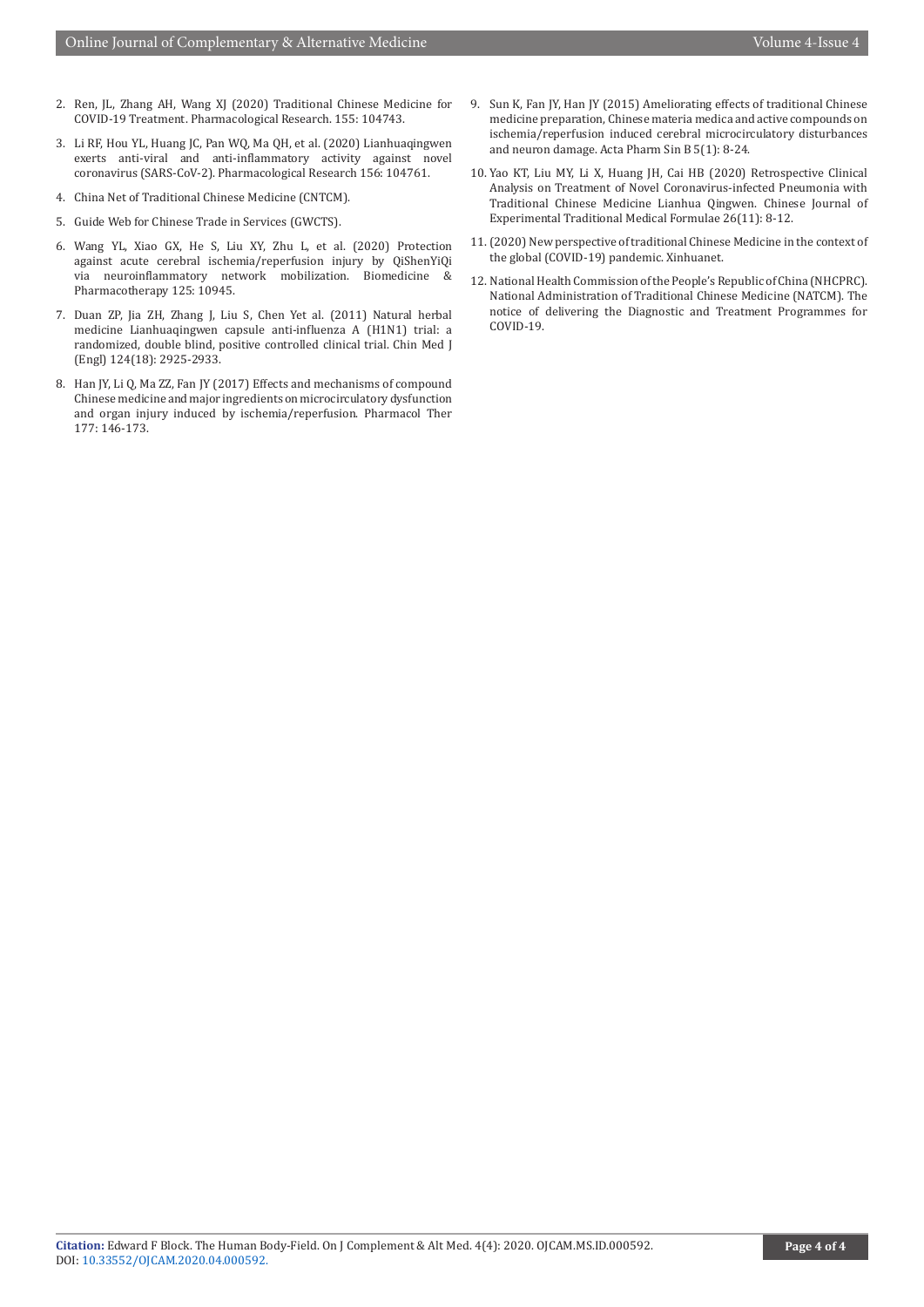2. Ren, JL, Zhang AH, Wang XJ (2020) Traditional Chinese Medicine for COVID-19 Treatment. Pharmacological Research. 155: 104743.
3. Li RF, Hou YL, Huang JC, Pan WQ, Ma QH, et al. (2020) Lianhuaqingwen exerts anti-viral and anti-inflammatory activity against novel coronavirus (SARS-CoV-2). Pharmacological Research 156: 104761.
4. China Net of Traditional Chinese Medicine (CNTCM).
5. Guide Web for Chinese Trade in Services (GWCTS).
6. Wang YL, Xiao GX, He S, Liu XY, Zhu L, et al. (2020) Protection against acute cerebral ischemia/reperfusion injury by QiShenYiQi via neuroinflammatory network mobilization. Biomedicine & Pharmacotherapy 125: 10945.
7. Duan ZP, Jia ZH, Zhang J, Liu S, Chen Yet al. (2011) Natural herbal medicine Lianhuaqingwen capsule anti-influenza A (H1N1) trial: a randomized, double blind, positive controlled clinical trial. Chin Med J (Engl) 124(18): 2925-2933.
8. Han JY, Li Q, Ma ZZ, Fan JY (2017) Effects and mechanisms of compound Chinese medicine and major ingredients on microcirculatory dysfunction and organ injury induced by ischemia/reperfusion. Pharmacol Ther 177: 146-173.
9. Sun K, Fan JY, Han JY (2015) Ameliorating effects of traditional Chinese medicine preparation, Chinese materia medica and active compounds on ischemia/reperfusion induced cerebral microcirculatory disturbances and neuron damage. Acta Pharm Sin B 5(1): 8-24.
10. Yao KT, Liu MY, Li X, Huang JH, Cai HB (2020) Retrospective Clinical Analysis on Treatment of Novel Coronavirus-infected Pneumonia with Traditional Chinese Medicine Lianhua Qingwen. Chinese Journal of Experimental Traditional Medical Formulae 26(11): 8-12.
11. (2020) New perspective of traditional Chinese Medicine in the context of the global (COVID-19) pandemic. Xinhuanet.
12. National Health Commission of the People's Republic of China (NHCPRC). National Administration of Traditional Chinese Medicine (NATCM). The notice of delivering the Diagnostic and Treatment Programmes for COVID-19.